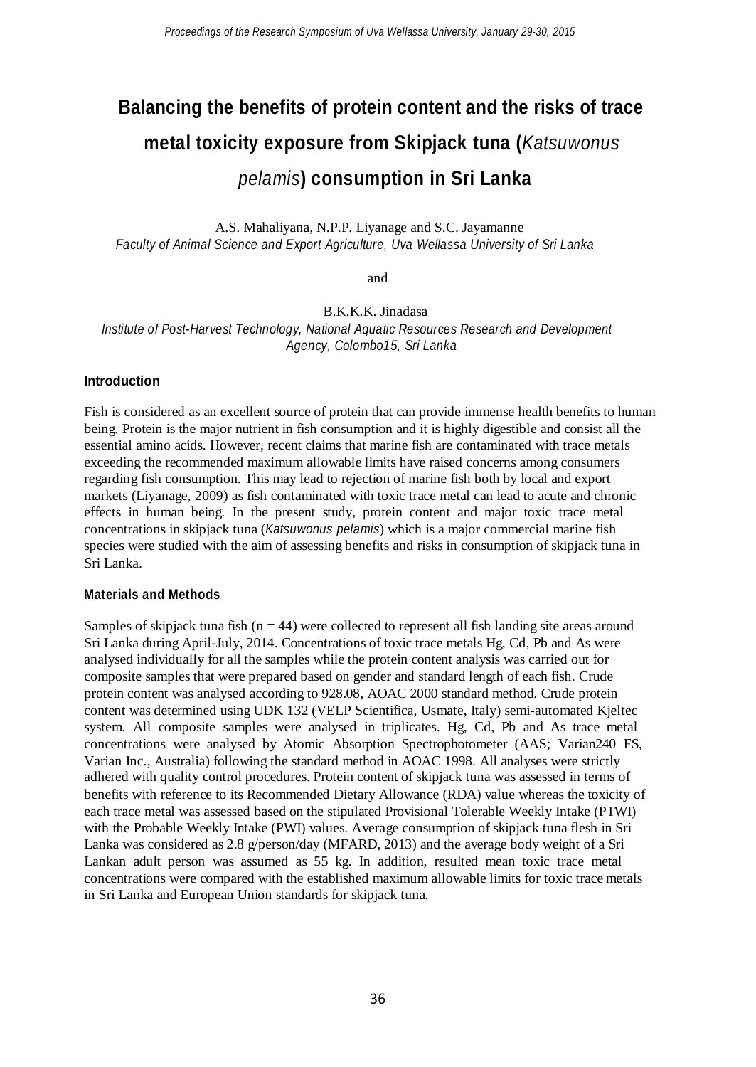# Balancing the benefits of protein content and the risks of trace metal toxicity exposure from Skipjack tuna (*Katsuwonus pelamis*) consumption in Sri Lanka

A.S. Mahaliyana, N.P.P. Liyanage and S.C. Jayamanne
*Faculty of Animal Science and Export Agriculture, Uva Wellassa University of Sri Lanka*

and

B.K.K.K. Jinadasa
*Institute of Post-Harvest Technology, National Aquatic Resources Research and Development Agency, Colombo15, Sri Lanka*

## Introduction

Fish is considered as an excellent source of protein that can provide immense health benefits to human being. Protein is the major nutrient in fish consumption and it is highly digestible and consist all the essential amino acids. However, recent claims that marine fish are contaminated with trace metals exceeding the recommended maximum allowable limits have raised concerns among consumers regarding fish consumption. This may lead to rejection of marine fish both by local and export markets (Liyanage, 2009) as fish contaminated with toxic trace metal can lead to acute and chronic effects in human being. In the present study, protein content and major toxic trace metal concentrations in skipjack tuna (*Katsuwonus pelamis*) which is a major commercial marine fish species were studied with the aim of assessing benefits and risks in consumption of skipjack tuna in Sri Lanka.

## Materials and Methods

Samples of skipjack tuna fish ($n = 44$) were collected to represent all fish landing site areas around Sri Lanka during April-July, 2014. Concentrations of toxic trace metals Hg, Cd, Pb and As were analysed individually for all the samples while the protein content analysis was carried out for composite samples that were prepared based on gender and standard length of each fish. Crude protein content was analysed according to 928.08, AOAC 2000 standard method. Crude protein content was determined using UDK 132 (VELP Scientifica, Usmate, Italy) semi-automated Kjeltec system. All composite samples were analysed in triplicates. Hg, Cd, Pb and As trace metal concentrations were analysed by Atomic Absorption Spectrophotometer (AAS; Varian240 FS, Varian Inc., Australia) following the standard method in AOAC 1998. All analyses were strictly adhered with quality control procedures. Protein content of skipjack tuna was assessed in terms of benefits with reference to its Recommended Dietary Allowance (RDA) value whereas the toxicity of each trace metal was assessed based on the stipulated Provisional Tolerable Weekly Intake (PTWI) with the Probable Weekly Intake (PWI) values. Average consumption of skipjack tuna flesh in Sri Lanka was considered as 2.8 g/person/day (MFARD, 2013) and the average body weight of a Sri Lankan adult person was assumed as 55 kg. In addition, resulted mean toxic trace metal concentrations were compared with the established maximum allowable limits for toxic trace metals in Sri Lanka and European Union standards for skipjack tuna.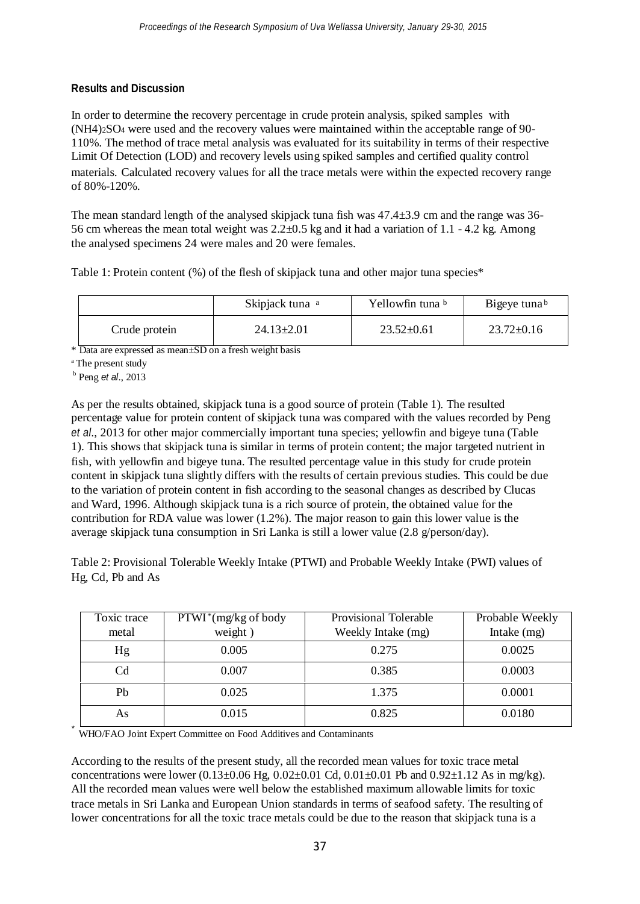**Results and Discussion**

In order to determine the recovery percentage in crude protein analysis, spiked samples with $(NH_4)_2SO_4$ were used and the recovery values were maintained within the acceptable range of 90-110%. The method of trace metal analysis was evaluated for its suitability in terms of their respective Limit Of Detection (LOD) and recovery levels using spiked samples and certified quality control materials. Calculated recovery values for all the trace metals were within the expected recovery range of 80%-120%.

The mean standard length of the analysed skipjack tuna fish was 47.4±3.9 cm and the range was 36-56 cm whereas the mean total weight was 2.2±0.5 kg and it had a variation of 1.1 - 4.2 kg. Among the analysed specimens 24 were males and 20 were females.

Table 1: Protein content (%) of the flesh of skipjack tuna and other major tuna species*

| | Skipjack tuna [a] | Yellowfin tuna [b] | Bigeye tuna [b] |
|---|---|---|---|
| Crude protein | 24.13±2.01 | 23.52±0.61 | 23.72±0.16 |

\* Data are expressed as mean±SD on a fresh weight basis

[a] The present study

[b] Peng *et al*., 2013

As per the results obtained, skipjack tuna is a good source of protein (Table 1). The resulted percentage value for protein content of skipjack tuna was compared with the values recorded by Peng *et al*., 2013 for other major commercially important tuna species; yellowfin and bigeye tuna (Table 1). This shows that skipjack tuna is similar in terms of protein content; the major targeted nutrient in fish, with yellowfin and bigeye tuna. The resulted percentage value in this study for crude protein content in skipjack tuna slightly differs with the results of certain previous studies. This could be due to the variation of protein content in fish according to the seasonal changes as described by Clucas and Ward, 1996. Although skipjack tuna is a rich source of protein, the obtained value for the contribution for RDA value was lower (1.2%). The major reason to gain this lower value is the average skipjack tuna consumption in Sri Lanka is still a lower value (2.8 g/person/day).

Table 2: Provisional Tolerable Weekly Intake (PTWI) and Probable Weekly Intake (PWI) values of Hg, Cd, Pb and As

| Toxic trace metal | PTWI*(mg/kg of body weight ) | Provisional Tolerable Weekly Intake (mg) | Probable Weekly Intake (mg) |
|---|---|---|---|
| Hg | 0.005 | 0.275 | 0.0025 |
| Cd | 0.007 | 0.385 | 0.0003 |
| Pb | 0.025 | 1.375 | 0.0001 |
| As | 0.015 | 0.825 | 0.0180 |

\* WHO/FAO Joint Expert Committee on Food Additives and Contaminants

According to the results of the present study, all the recorded mean values for toxic trace metal concentrations were lower (0.13±0.06 Hg, 0.02±0.01 Cd, 0.01±0.01 Pb and 0.92±1.12 As in mg/kg). All the recorded mean values were well below the established maximum allowable limits for toxic trace metals in Sri Lanka and European Union standards in terms of seafood safety. The resulting of lower concentrations for all the toxic trace metals could be due to the reason that skipjack tuna is a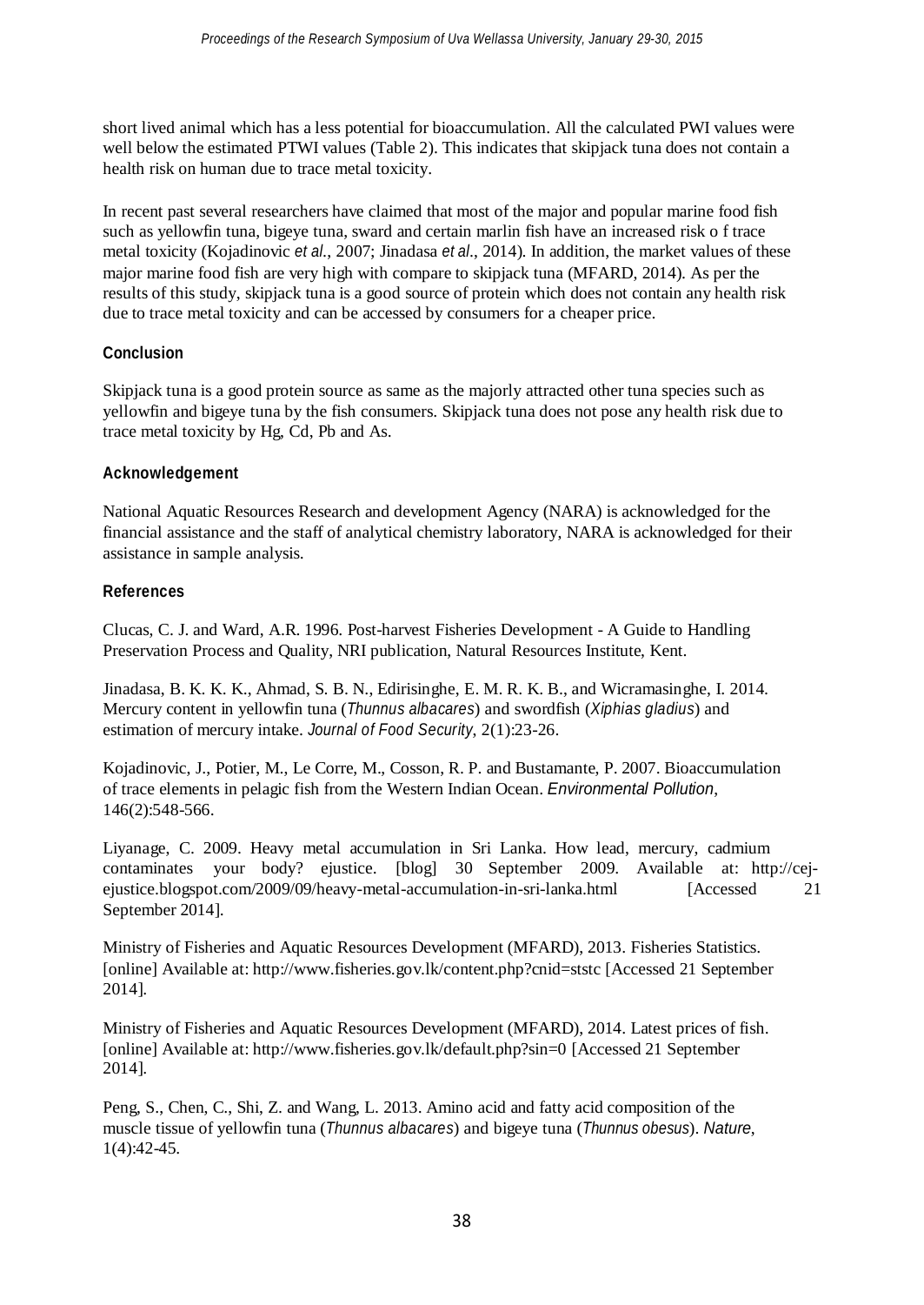short lived animal which has a less potential for bioaccumulation. All the calculated PWI values were well below the estimated PTWI values (Table 2). This indicates that skipjack tuna does not contain a health risk on human due to trace metal toxicity.

In recent past several researchers have claimed that most of the major and popular marine food fish such as yellowfin tuna, bigeye tuna, sward and certain marlin fish have an increased risk o f trace metal toxicity (Kojadinovic *et al.*, 2007; Jinadasa *et al.*, 2014). In addition, the market values of these major marine food fish are very high with compare to skipjack tuna (MFARD, 2014). As per the results of this study, skipjack tuna is a good source of protein which does not contain any health risk due to trace metal toxicity and can be accessed by consumers for a cheaper price.

## Conclusion

Skipjack tuna is a good protein source as same as the majorly attracted other tuna species such as yellowfin and bigeye tuna by the fish consumers. Skipjack tuna does not pose any health risk due to trace metal toxicity by Hg, Cd, Pb and As.

## Acknowledgement

National Aquatic Resources Research and development Agency (NARA) is acknowledged for the financial assistance and the staff of analytical chemistry laboratory, NARA is acknowledged for their assistance in sample analysis.

## References

Clucas, C. J. and Ward, A.R. 1996. Post-harvest Fisheries Development - A Guide to Handling Preservation Process and Quality, NRI publication, Natural Resources Institute, Kent.

Jinadasa, B. K. K. K., Ahmad, S. B. N., Edirisinghe, E. M. R. K. B., and Wicramasinghe, I. 2014. Mercury content in yellowfin tuna (*Thunnus albacares*) and swordfish (*Xiphias gladius*) and estimation of mercury intake. *Journal of Food Security*, 2(1):23-26.

Kojadinovic, J., Potier, M., Le Corre, M., Cosson, R. P. and Bustamante, P. 2007. Bioaccumulation of trace elements in pelagic fish from the Western Indian Ocean. *Environmental Pollution*, 146(2):548-566.

Liyanage, C. 2009. Heavy metal accumulation in Sri Lanka. How lead, mercury, cadmium contaminates your body? ejustice. [blog] 30 September 2009. Available at: http://cej-ejustice.blogspot.com/2009/09/heavy-metal-accumulation-in-sri-lanka.html [Accessed 21 September 2014].

Ministry of Fisheries and Aquatic Resources Development (MFARD), 2013. Fisheries Statistics. [online] Available at: http://www.fisheries.gov.lk/content.php?cnid=ststc [Accessed 21 September 2014].

Ministry of Fisheries and Aquatic Resources Development (MFARD), 2014. Latest prices of fish. [online] Available at: http://www.fisheries.gov.lk/default.php?sin=0 [Accessed 21 September 2014].

Peng, S., Chen, C., Shi, Z. and Wang, L. 2013. Amino acid and fatty acid composition of the muscle tissue of yellowfin tuna (*Thunnus albacares*) and bigeye tuna (*Thunnus obesus*). *Nature*, 1(4):42-45.